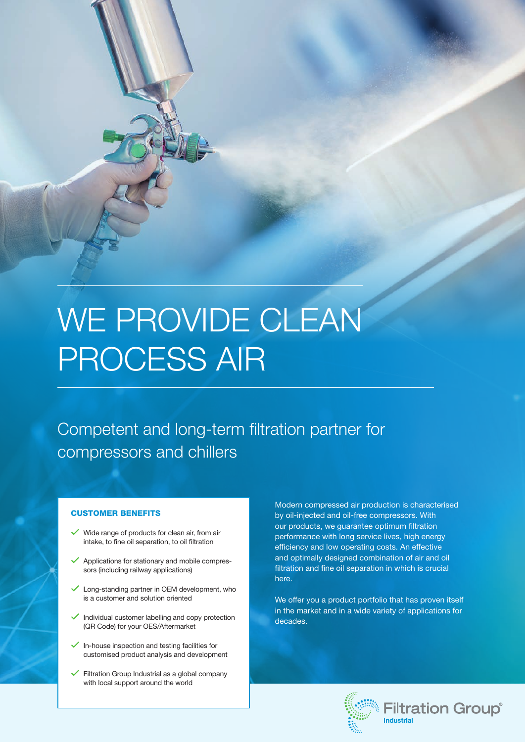# WE PROVIDE CLEAN PROCESS AIR

## Competent and long-term filtration partner for compressors and chillers

### CUSTOMER BENEFITS

- Wide range of products for clean air, from air intake, to fine oil separation, to oil filtration
- Applications for stationary and mobile compressors (including railway applications)
- Long-standing partner in OEM development, who is a customer and solution oriented
- Individual customer labelling and copy protection (QR Code) for your OES/Aftermarket
- In-house inspection and testing facilities for customised product analysis and development
- Filtration Group Industrial as a global company with local support around the world

Modern compressed air production is characterised by oil-injected and oil-free compressors. With our products, we guarantee optimum filtration performance with long service lives, high energy efficiency and low operating costs. An effective and optimally designed combination of air and oil filtration and fine oil separation in which is crucial here.

We offer you a product portfolio that has proven itself in the market and in a wide variety of applications for decades.

Filtration Group® Industrial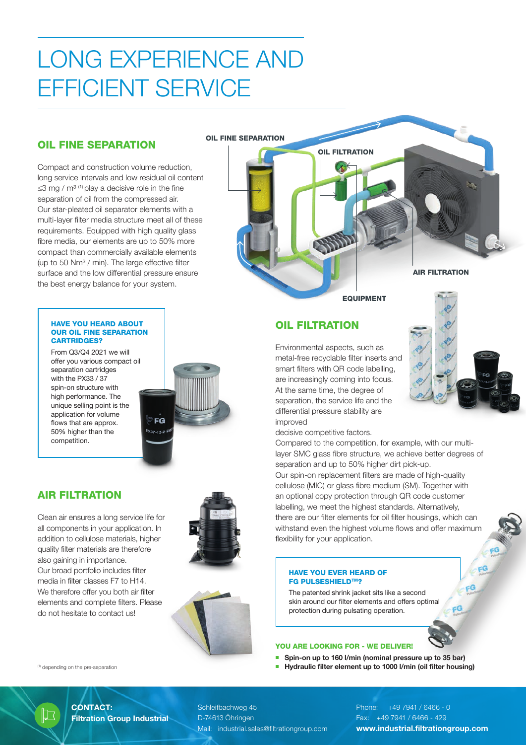# LONG EXPERIENCE AND EFFICIENT SERVICE

## OIL FINE SEPARATION

Compact and construction volume reduction, long service intervals and low residual oil content ≤3 mg / m³ [1] play a decisive role in the fine separation of oil from the compressed air. Our star-pleated oil separator elements with a multi-layer filter media structure meet all of these requirements. Equipped with high quality glass fibre media, our elements are up to 50% more compact than commercially available elements (up to 50 Nm³ / min). The large effective filter surface and the low differential pressure ensure the best energy balance for your system.

OIL FINE SEPARATION
OIL FILTRATION
AIR FILTRATION
EQUIPMENT

### HAVE YOU HEARD ABOUT OUR OIL FINE SEPARATION CARTRIDGES?

From Q3/Q4 2021 we will offer you various compact oil separation cartridges with the PX33 / 37 spin-on structure with high performance. The unique selling point is the application for volume flows that are approx. 50% higher than the competition.

## OIL FILTRATION

Environmental aspects, such as metal-free recyclable filter inserts and smart filters with QR code labelling, are increasingly coming into focus. At the same time, the degree of separation, the service life and the differential pressure stability are improved decisive competitive factors.
Compared to the competition, for example, with our multi-layer SMC glass fibre structure, we achieve better degrees of separation and up to 50% higher dirt pick-up.
Our spin-on replacement filters are made of high-quality cellulose (MIC) or glass fibre medium (SM). Together with an optional copy protection through QR code customer labelling, we meet the highest standards. Alternatively, there are our filter elements for oil filter housings, which can withstand even the highest volume flows and offer maximum flexibility for your application.

### HAVE YOU EVER HEARD OF FG PULSESHIELD™?

The patented shrink jacket sits like a second skin around our filter elements and offers optimal protection during pulsating operation.

## AIR FILTRATION

Clean air ensures a long service life for all components in your application. In addition to cellulose materials, higher quality filter materials are therefore also gaining in importance.
Our broad portfolio includes filter media in filter classes F7 to H14.
We therefore offer you both air filter elements and complete filters. Please do not hesitate to contact us!

### YOU ARE LOOKING FOR - WE DELIVER!

- **Spin-on up to 160 l/min (nominal pressure up to 35 bar)**
- **Hydraulic filter element up to 1000 l/min (oil filter housing)**

[1] depending on the pre-separation

**CONTACT:**
**Filtration Group Industrial**

Schleifbachweg 45
D-74613 Öhringen
Mail: industrial.sales@filtrationgroup.com

Phone: +49 7941 / 6466 - 0
Fax: +49 7941 / 6466 - 429
**www.industrial.filtrationgroup.com**